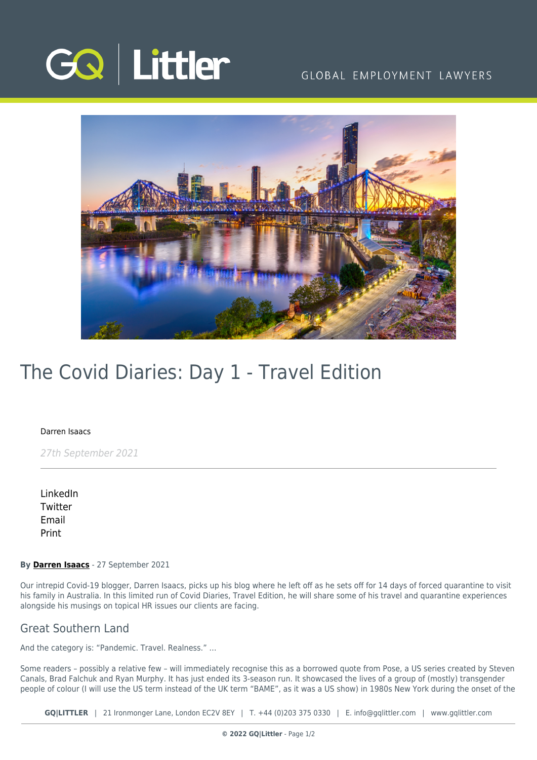# The Covid Diaries: Day 1 - Travel Edition

Darren Isaacs

*27th September 2021*

LinkedIn
Twitter
Email
Print

**By Darren Isaacs** - 27 September 2021

Our intrepid Covid-19 blogger, Darren Isaacs, picks up his blog where he left off as he sets off for 14 days of forced quarantine to visit his family in Australia. In this limited run of Covid Diaries, Travel Edition, he will share some of his travel and quarantine experiences alongside his musings on topical HR issues our clients are facing.

## Great Southern Land

And the category is: "Pandemic. Travel. Realness." ...

Some readers – possibly a relative few – will immediately recognise this as a borrowed quote from Pose, a US series created by Steven Canals, Brad Falchuk and Ryan Murphy. It has just ended its 3-season run. It showcased the lives of a group of (mostly) transgender people of colour (I will use the US term instead of the UK term "BAME", as it was a US show) in 1980s New York during the onset of the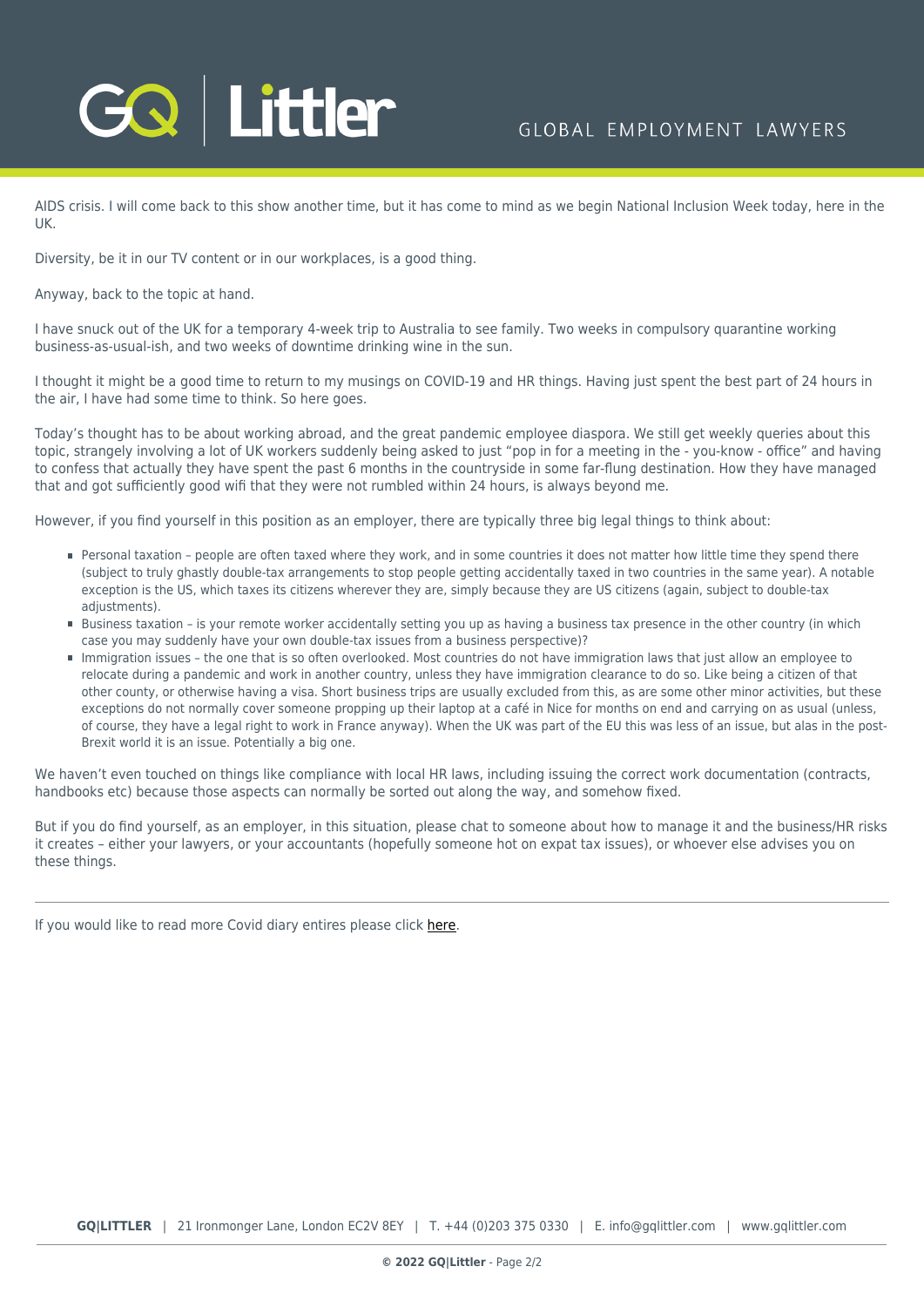AIDS crisis. I will come back to this show another time, but it has come to mind as we begin National Inclusion Week today, here in the UK.

Diversity, be it in our TV content or in our workplaces, is a good thing.

Anyway, back to the topic at hand.

I have snuck out of the UK for a temporary 4-week trip to Australia to see family. Two weeks in compulsory quarantine working business-as-usual-ish, and two weeks of downtime drinking wine in the sun.

I thought it might be a good time to return to my musings on COVID-19 and HR things. Having just spent the best part of 24 hours in the air, I have had some time to think. So here goes.

Today's thought has to be about working abroad, and the great pandemic employee diaspora. We still get weekly queries about this topic, strangely involving a lot of UK workers suddenly being asked to just "pop in for a meeting in the - you-know - office" and having to confess that actually they have spent the past 6 months in the countryside in some far-flung destination. How they have managed that and got sufficiently good wifi that they were not rumbled within 24 hours, is always beyond me.

However, if you find yourself in this position as an employer, there are typically three big legal things to think about:

- Personal taxation – people are often taxed where they work, and in some countries it does not matter how little time they spend there (subject to truly ghastly double-tax arrangements to stop people getting accidentally taxed in two countries in the same year). A notable exception is the US, which taxes its citizens wherever they are, simply because they are US citizens (again, subject to double-tax adjustments).
- Business taxation – is your remote worker accidentally setting you up as having a business tax presence in the other country (in which case you may suddenly have your own double-tax issues from a business perspective)?
- Immigration issues – the one that is so often overlooked. Most countries do not have immigration laws that just allow an employee to relocate during a pandemic and work in another country, unless they have immigration clearance to do so. Like being a citizen of that other county, or otherwise having a visa. Short business trips are usually excluded from this, as are some other minor activities, but these exceptions do not normally cover someone propping up their laptop at a café in Nice for months on end and carrying on as usual (unless, of course, they have a legal right to work in France anyway). When the UK was part of the EU this was less of an issue, but alas in the post-Brexit world it is an issue. Potentially a big one.

We haven't even touched on things like compliance with local HR laws, including issuing the correct work documentation (contracts, handbooks etc) because those aspects can normally be sorted out along the way, and somehow fixed.

But if you do find yourself, as an employer, in this situation, please chat to someone about how to manage it and the business/HR risks it creates – either your lawyers, or your accountants (hopefully someone hot on expat tax issues), or whoever else advises you on these things.

---

If you would like to read more Covid diary entires please click here.